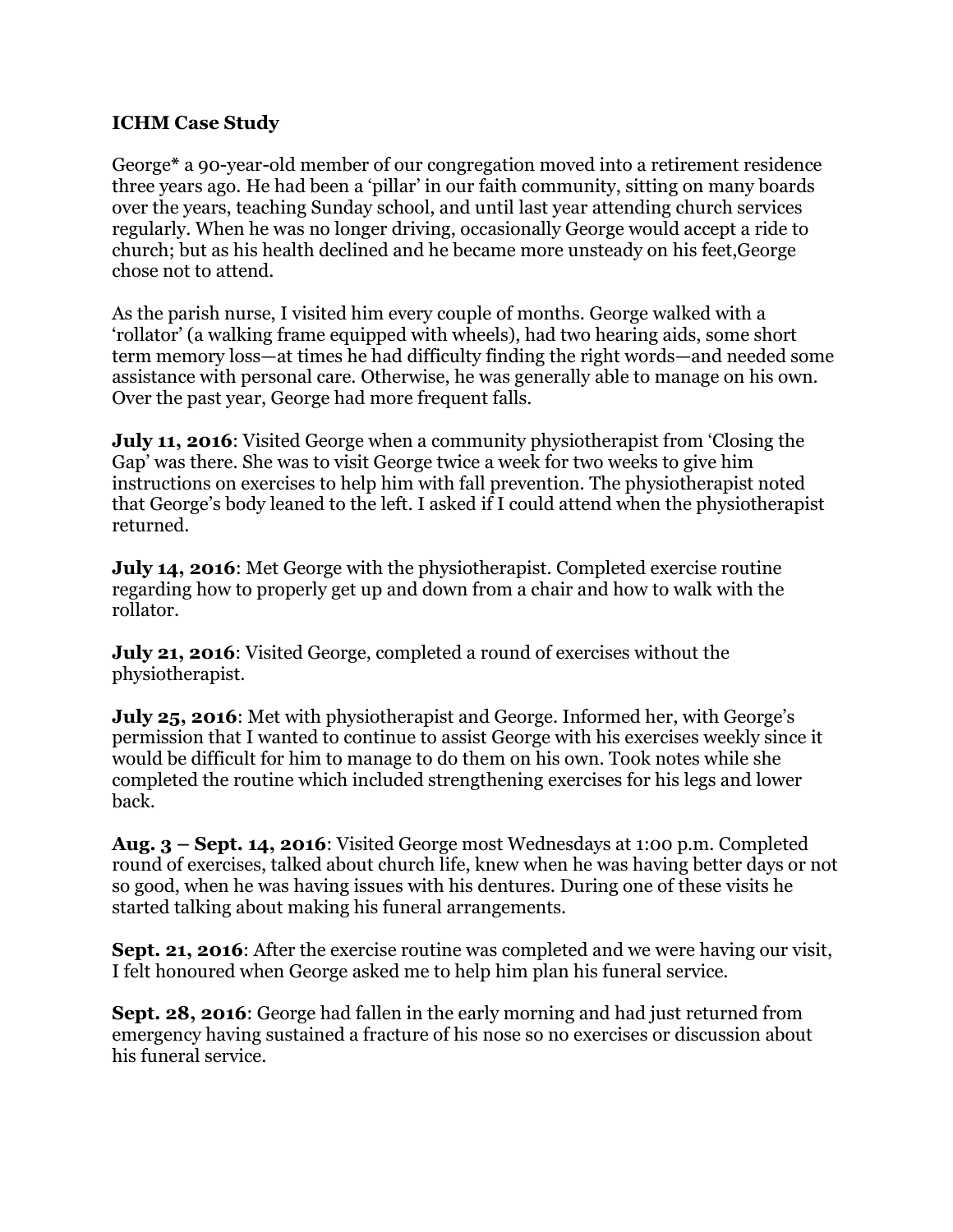**ICHM Case Study**

George* a 90-year-old member of our congregation moved into a retirement residence three years ago. He had been a 'pillar' in our faith community, sitting on many boards over the years, teaching Sunday school, and until last year attending church services regularly. When he was no longer driving, occasionally George would accept a ride to church; but as his health declined and he became more unsteady on his feet,George chose not to attend.

As the parish nurse, I visited him every couple of months. George walked with a 'rollator' (a walking frame equipped with wheels), had two hearing aids, some short term memory loss—at times he had difficulty finding the right words—and needed some assistance with personal care. Otherwise, he was generally able to manage on his own. Over the past year, George had more frequent falls.

**July 11, 2016**: Visited George when a community physiotherapist from 'Closing the Gap' was there. She was to visit George twice a week for two weeks to give him instructions on exercises to help him with fall prevention. The physiotherapist noted that George's body leaned to the left. I asked if I could attend when the physiotherapist returned.

**July 14, 2016**: Met George with the physiotherapist. Completed exercise routine regarding how to properly get up and down from a chair and how to walk with the rollator.

**July 21, 2016**: Visited George, completed a round of exercises without the physiotherapist.

**July 25, 2016**: Met with physiotherapist and George. Informed her, with George's permission that I wanted to continue to assist George with his exercises weekly since it would be difficult for him to manage to do them on his own. Took notes while she completed the routine which included strengthening exercises for his legs and lower back.

**Aug. 3 – Sept. 14, 2016**: Visited George most Wednesdays at 1:00 p.m. Completed round of exercises, talked about church life, knew when he was having better days or not so good, when he was having issues with his dentures. During one of these visits he started talking about making his funeral arrangements.

**Sept. 21, 2016**: After the exercise routine was completed and we were having our visit, I felt honoured when George asked me to help him plan his funeral service.

**Sept. 28, 2016**: George had fallen in the early morning and had just returned from emergency having sustained a fracture of his nose so no exercises or discussion about his funeral service.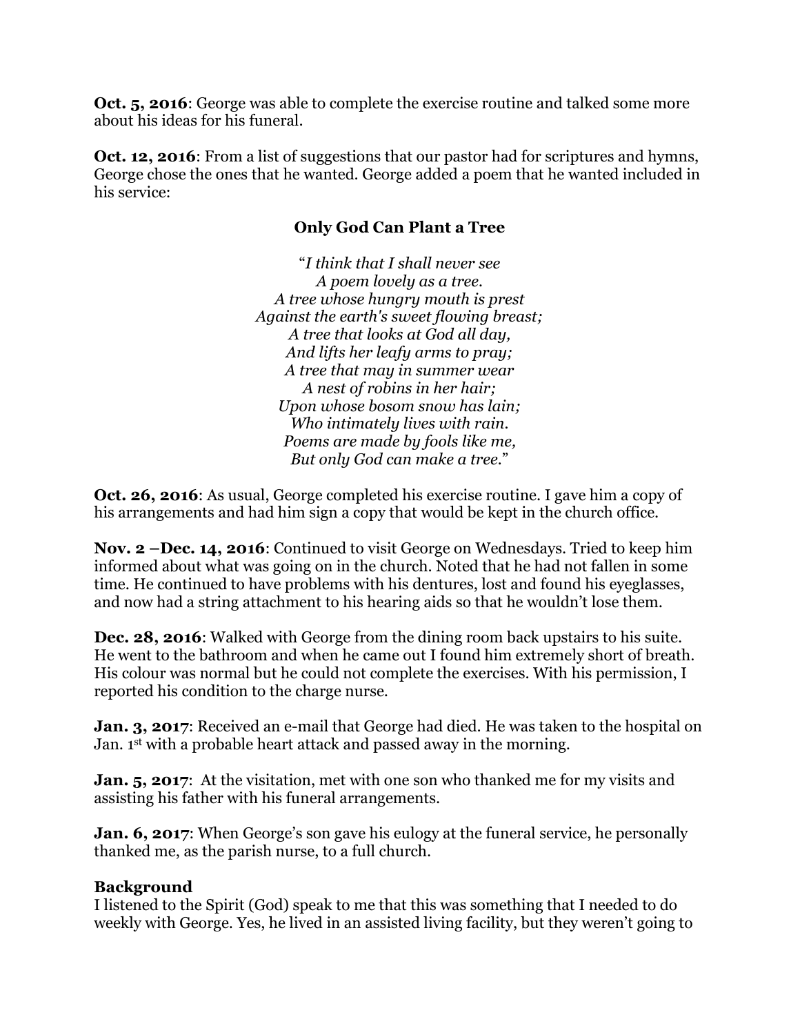**Oct. 5, 2016**: George was able to complete the exercise routine and talked some more about his ideas for his funeral.

**Oct. 12, 2016**: From a list of suggestions that our pastor had for scriptures and hymns, George chose the ones that he wanted. George added a poem that he wanted included in his service:

**Only God Can Plant a Tree**

"*I think that I shall never see*
*A poem lovely as a tree.*
*A tree whose hungry mouth is prest*
*Against the earth's sweet flowing breast;*
*A tree that looks at God all day,*
*And lifts her leafy arms to pray;*
*A tree that may in summer wear*
*A nest of robins in her hair;*
*Upon whose bosom snow has lain;*
*Who intimately lives with rain.*
*Poems are made by fools like me,*
*But only God can make a tree.*"

**Oct. 26, 2016**: As usual, George completed his exercise routine. I gave him a copy of his arrangements and had him sign a copy that would be kept in the church office.

**Nov. 2 –Dec. 14, 2016**: Continued to visit George on Wednesdays. Tried to keep him informed about what was going on in the church. Noted that he had not fallen in some time. He continued to have problems with his dentures, lost and found his eyeglasses, and now had a string attachment to his hearing aids so that he wouldn't lose them.

**Dec. 28, 2016**: Walked with George from the dining room back upstairs to his suite. He went to the bathroom and when he came out I found him extremely short of breath. His colour was normal but he could not complete the exercises. With his permission, I reported his condition to the charge nurse.

**Jan. 3, 2017**: Received an e-mail that George had died. He was taken to the hospital on Jan. 1st with a probable heart attack and passed away in the morning.

**Jan. 5, 2017**: At the visitation, met with one son who thanked me for my visits and assisting his father with his funeral arrangements.

**Jan. 6, 2017**: When George's son gave his eulogy at the funeral service, he personally thanked me, as the parish nurse, to a full church.

**Background**

I listened to the Spirit (God) speak to me that this was something that I needed to do weekly with George. Yes, he lived in an assisted living facility, but they weren't going to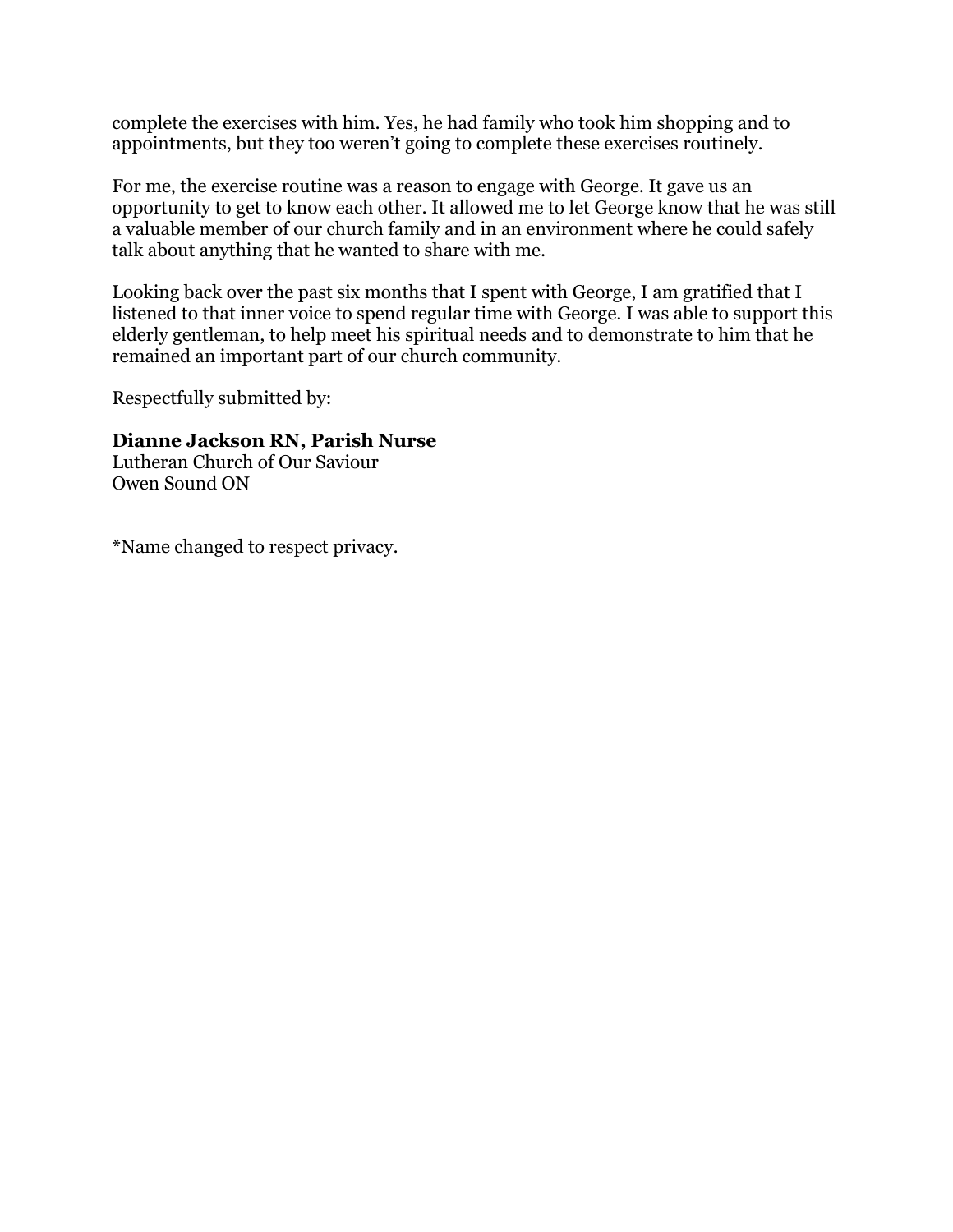complete the exercises with him. Yes, he had family who took him shopping and to appointments, but they too weren't going to complete these exercises routinely.

For me, the exercise routine was a reason to engage with George. It gave us an opportunity to get to know each other. It allowed me to let George know that he was still a valuable member of our church family and in an environment where he could safely talk about anything that he wanted to share with me.

Looking back over the past six months that I spent with George, I am gratified that I listened to that inner voice to spend regular time with George. I was able to support this elderly gentleman, to help meet his spiritual needs and to demonstrate to him that he remained an important part of our church community.

Respectfully submitted by:

**Dianne Jackson RN, Parish Nurse**
Lutheran Church of Our Saviour
Owen Sound ON

*Name changed to respect privacy.